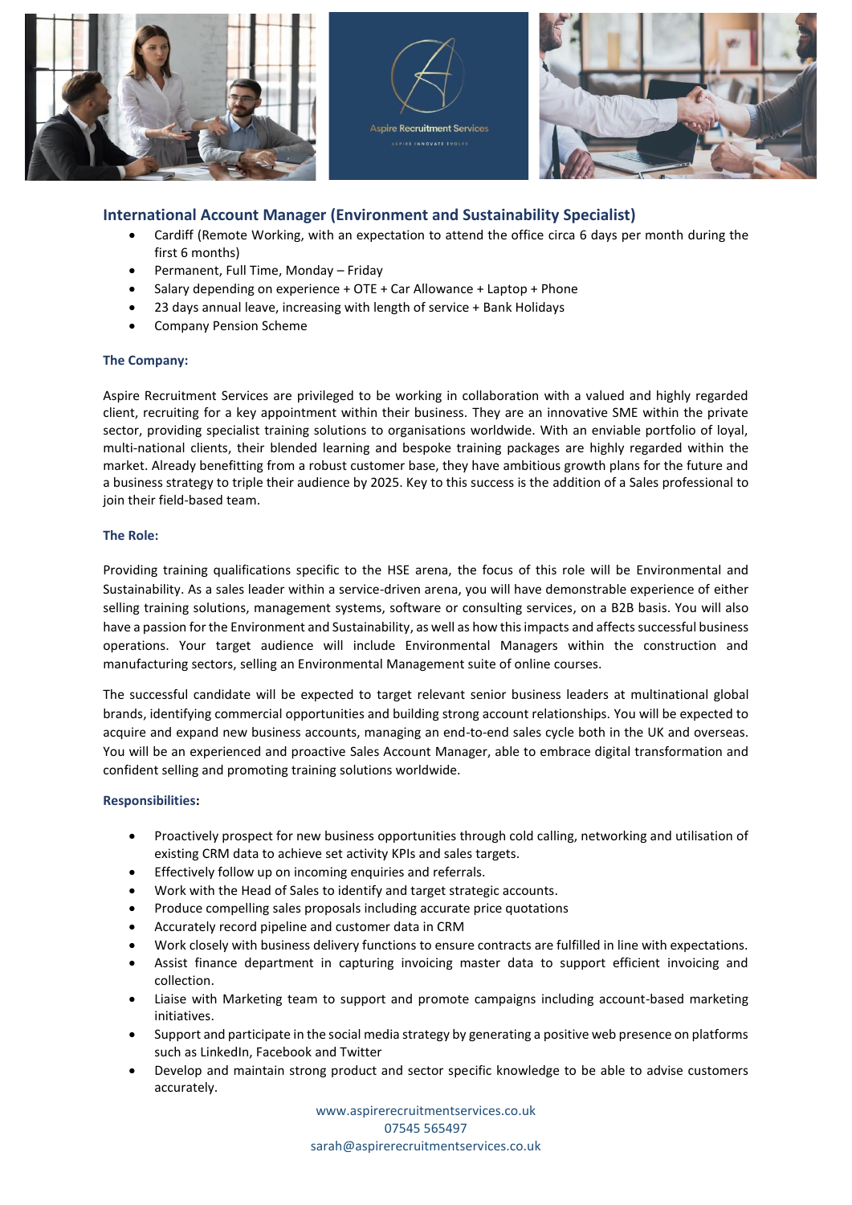## International Account Manager (Environment and Sustainability Specialist)

- Cardiff (Remote Working, with an expectation to attend the office circa 6 days per month during the first 6 months)
- Permanent, Full Time, Monday – Friday
- Salary depending on experience + OTE + Car Allowance + Laptop + Phone
- 23 days annual leave, increasing with length of service + Bank Holidays
- Company Pension Scheme

### The Company:

Aspire Recruitment Services are privileged to be working in collaboration with a valued and highly regarded client, recruiting for a key appointment within their business. They are an innovative SME within the private sector, providing specialist training solutions to organisations worldwide. With an enviable portfolio of loyal, multi-national clients, their blended learning and bespoke training packages are highly regarded within the market. Already benefitting from a robust customer base, they have ambitious growth plans for the future and a business strategy to triple their audience by 2025. Key to this success is the addition of a Sales professional to join their field-based team.

### The Role:

Providing training qualifications specific to the HSE arena, the focus of this role will be Environmental and Sustainability. As a sales leader within a service-driven arena, you will have demonstrable experience of either selling training solutions, management systems, software or consulting services, on a B2B basis. You will also have a passion for the Environment and Sustainability, as well as how this impacts and affects successful business operations. Your target audience will include Environmental Managers within the construction and manufacturing sectors, selling an Environmental Management suite of online courses.

The successful candidate will be expected to target relevant senior business leaders at multinational global brands, identifying commercial opportunities and building strong account relationships. You will be expected to acquire and expand new business accounts, managing an end-to-end sales cycle both in the UK and overseas. You will be an experienced and proactive Sales Account Manager, able to embrace digital transformation and confident selling and promoting training solutions worldwide.

### Responsibilities:

- Proactively prospect for new business opportunities through cold calling, networking and utilisation of existing CRM data to achieve set activity KPIs and sales targets.
- Effectively follow up on incoming enquiries and referrals.
- Work with the Head of Sales to identify and target strategic accounts.
- Produce compelling sales proposals including accurate price quotations
- Accurately record pipeline and customer data in CRM
- Work closely with business delivery functions to ensure contracts are fulfilled in line with expectations.
- Assist finance department in capturing invoicing master data to support efficient invoicing and collection.
- Liaise with Marketing team to support and promote campaigns including account-based marketing initiatives.
- Support and participate in the social media strategy by generating a positive web presence on platforms such as LinkedIn, Facebook and Twitter
- Develop and maintain strong product and sector specific knowledge to be able to advise customers accurately.

www.aspirerecruitmentservices.co.uk
07545 565497
sarah@aspirerecruitmentservices.co.uk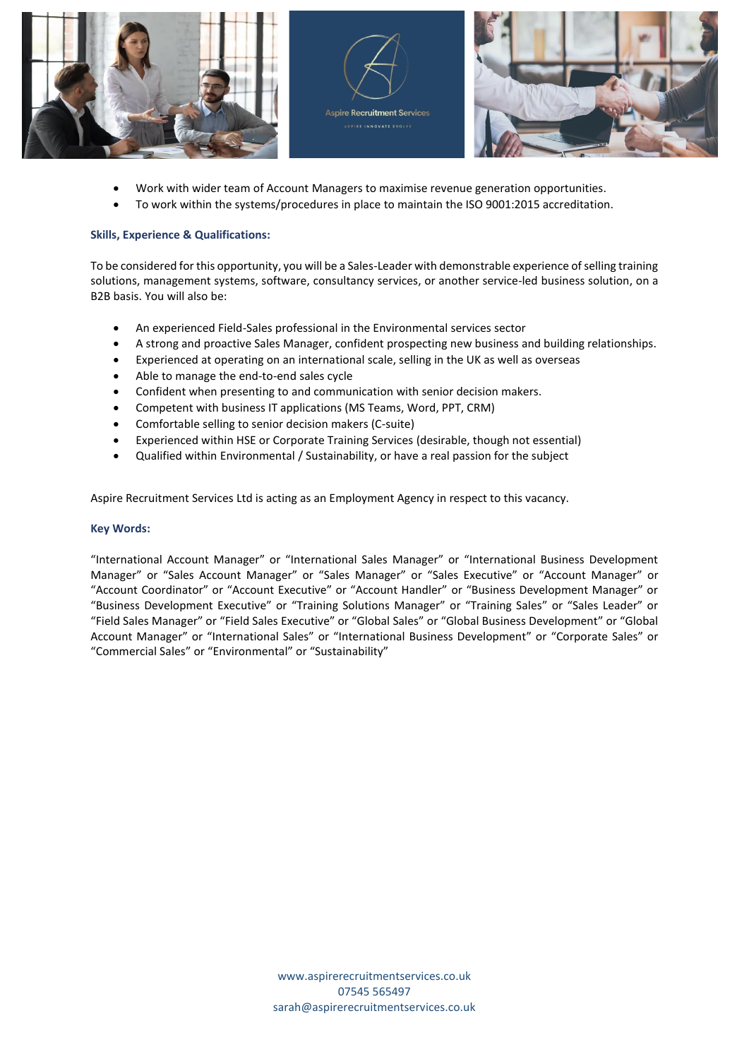- Work with wider team of Account Managers to maximise revenue generation opportunities.
- To work within the systems/procedures in place to maintain the ISO 9001:2015 accreditation.

### Skills, Experience & Qualifications:

To be considered for this opportunity, you will be a Sales-Leader with demonstrable experience of selling training solutions, management systems, software, consultancy services, or another service-led business solution, on a B2B basis. You will also be:

- An experienced Field-Sales professional in the Environmental services sector
- A strong and proactive Sales Manager, confident prospecting new business and building relationships.
- Experienced at operating on an international scale, selling in the UK as well as overseas
- Able to manage the end-to-end sales cycle
- Confident when presenting to and communication with senior decision makers.
- Competent with business IT applications (MS Teams, Word, PPT, CRM)
- Comfortable selling to senior decision makers (C-suite)
- Experienced within HSE or Corporate Training Services (desirable, though not essential)
- Qualified within Environmental / Sustainability, or have a real passion for the subject

Aspire Recruitment Services Ltd is acting as an Employment Agency in respect to this vacancy.

### Key Words:

"International Account Manager" or "International Sales Manager" or "International Business Development Manager" or "Sales Account Manager" or "Sales Manager" or "Sales Executive" or "Account Manager" or "Account Coordinator" or "Account Executive" or "Account Handler" or "Business Development Manager" or "Business Development Executive" or "Training Solutions Manager" or "Training Sales" or "Sales Leader" or "Field Sales Manager" or "Field Sales Executive" or "Global Sales" or "Global Business Development" or "Global Account Manager" or "International Sales" or "International Business Development" or "Corporate Sales" or "Commercial Sales" or "Environmental" or "Sustainability"

www.aspirerecruitmentservices.co.uk
07545 565497
sarah@aspirerecruitmentservices.co.uk